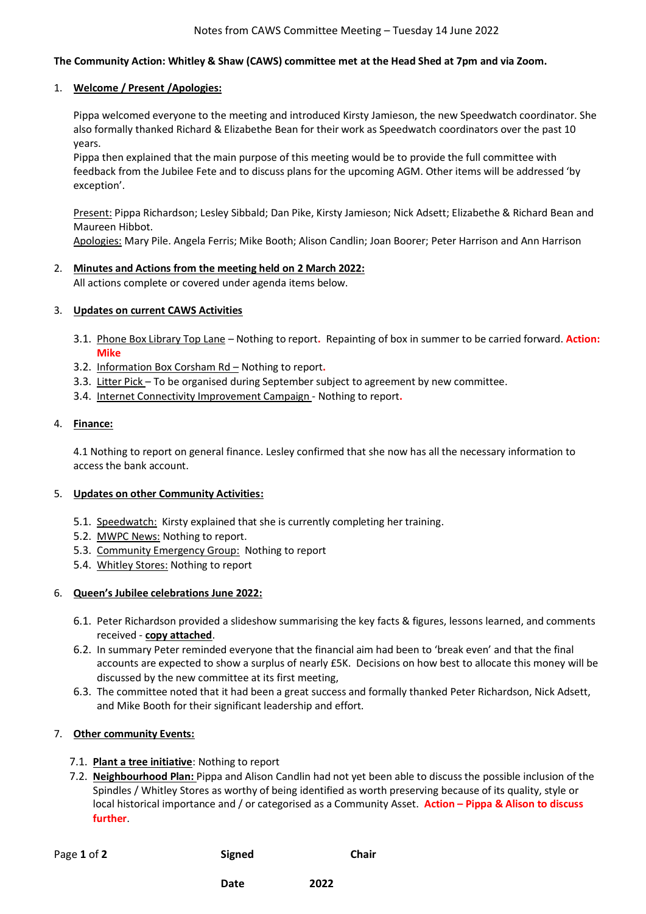# Notes from CAWS Committee Meeting – Tuesday 14 June 2022

**The Community Action: Whitley & Shaw (CAWS) committee met at the Head Shed at 7pm and via Zoom.**

1. **Welcome / Present /Apologies:**

   Pippa welcomed everyone to the meeting and introduced Kirsty Jamieson, the new Speedwatch coordinator. She also formally thanked Richard & Elizabethe Bean for their work as Speedwatch coordinators over the past 10 years.

   Pippa then explained that the main purpose of this meeting would be to provide the full committee with feedback from the Jubilee Fete and to discuss plans for the upcoming AGM. Other items will be addressed 'by exception'.

   Present: Pippa Richardson; Lesley Sibbald; Dan Pike, Kirsty Jamieson; Nick Adsett; Elizabethe & Richard Bean and Maureen Hibbot.

   Apologies: Mary Pile. Angela Ferris; Mike Booth; Alison Candlin; Joan Boorer; Peter Harrison and Ann Harrison

2. **Minutes and Actions from the meeting held on 2 March 2022:**

   All actions complete or covered under agenda items below.

3. **Updates on current CAWS Activities**

   3.1. Phone Box Library Top Lane – Nothing to report. Repainting of box in summer to be carried forward. **Action: Mike**

   3.2. Information Box Corsham Rd – Nothing to report.

   3.3. Litter Pick – To be organised during September subject to agreement by new committee.

   3.4. Internet Connectivity Improvement Campaign - Nothing to report.

4. **Finance:**

   4.1 Nothing to report on general finance. Lesley confirmed that she now has all the necessary information to access the bank account.

5. **Updates on other Community Activities:**

   5.1. Speedwatch: Kirsty explained that she is currently completing her training.

   5.2. MWPC News: Nothing to report.

   5.3. Community Emergency Group: Nothing to report

   5.4. Whitley Stores: Nothing to report

6. **Queen's Jubilee celebrations June 2022:**

   6.1. Peter Richardson provided a slideshow summarising the key facts & figures, lessons learned, and comments received - **copy attached**.

   6.2. In summary Peter reminded everyone that the financial aim had been to 'break even' and that the final accounts are expected to show a surplus of nearly £5K. Decisions on how best to allocate this money will be discussed by the new committee at its first meeting,

   6.3. The committee noted that it had been a great success and formally thanked Peter Richardson, Nick Adsett, and Mike Booth for their significant leadership and effort.

7. **Other community Events:**

   7.1. **Plant a tree initiative**: Nothing to report

   7.2. **Neighbourhood Plan:** Pippa and Alison Candlin had not yet been able to discuss the possible inclusion of the Spindles / Whitley Stores as worthy of being identified as worth preserving because of its quality, style or local historical importance and / or categorised as a Community Asset. **Action – Pippa & Alison to discuss further**.

**Signed** **Chair**

**Date** **2022**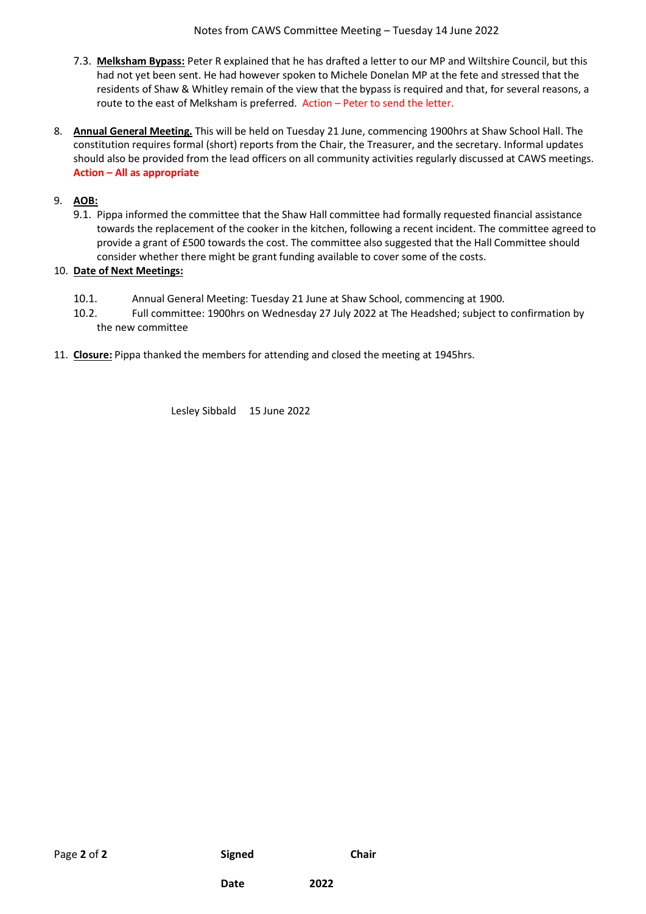7.3. **Melksham Bypass:** Peter R explained that he has drafted a letter to our MP and Wiltshire Council, but this had not yet been sent. He had however spoken to Michele Donelan MP at the fete and stressed that the residents of Shaw & Whitley remain of the view that the bypass is required and that, for several reasons, a route to the east of Melksham is preferred. Action – Peter to send the letter.

8. **Annual General Meeting.** This will be held on Tuesday 21 June, commencing 1900hrs at Shaw School Hall. The constitution requires formal (short) reports from the Chair, the Treasurer, and the secretary. Informal updates should also be provided from the lead officers on all community activities regularly discussed at CAWS meetings. **Action – All as appropriate**

9. **AOB:**

   9.1. Pippa informed the committee that the Shaw Hall committee had formally requested financial assistance towards the replacement of the cooker in the kitchen, following a recent incident. The committee agreed to provide a grant of £500 towards the cost. The committee also suggested that the Hall Committee should consider whether there might be grant funding available to cover some of the costs.

10. **Date of Next Meetings:**

    10.1. Annual General Meeting: Tuesday 21 June at Shaw School, commencing at 1900.

    10.2. Full committee: 1900hrs on Wednesday 27 July 2022 at The Headshed; subject to confirmation by the new committee

11. **Closure:** Pippa thanked the members for attending and closed the meeting at 1945hrs.

Lesley Sibbald 15 June 2022

**Signed** **Chair**

**Date** **2022**